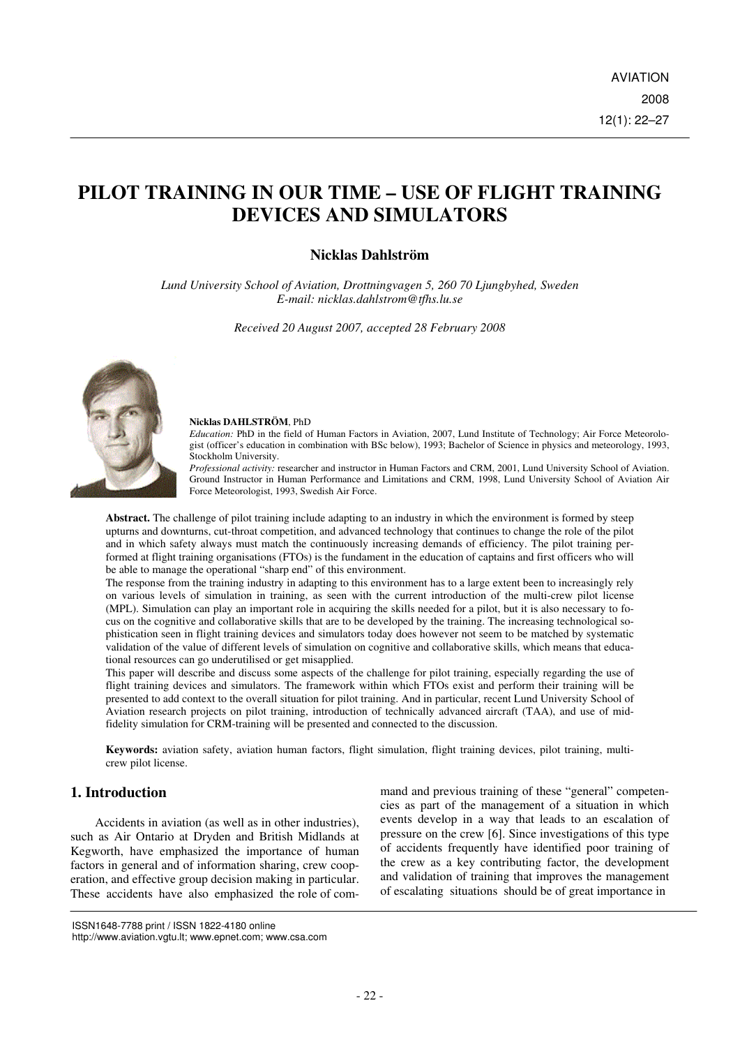# PILOT TRAINING IN OUR TIME – USE OF FLIGHT TRAINING DEVICES AND SIMULATORS

**Nicklas Dahlström**

*Lund University School of Aviation, Drottningvagen 5, 260 70 Ljungbyhed, Sweden*
*E-mail: nicklas.dahlstrom@tfhs.lu.se*

*Received 20 August 2007, accepted 28 February 2008*

**Nicklas DAHLSTRÖM**, PhD

*Education:* PhD in the field of Human Factors in Aviation, 2007, Lund Institute of Technology; Air Force Meteorologist (officer's education in combination with BSc below), 1993; Bachelor of Science in physics and meteorology, 1993, Stockholm University.

*Professional activity:* researcher and instructor in Human Factors and CRM, 2001, Lund University School of Aviation. Ground Instructor in Human Performance and Limitations and CRM, 1998, Lund University School of Aviation Air Force Meteorologist, 1993, Swedish Air Force.

**Abstract.** The challenge of pilot training include adapting to an industry in which the environment is formed by steep upturns and downturns, cut-throat competition, and advanced technology that continues to change the role of the pilot and in which safety always must match the continuously increasing demands of efficiency. The pilot training performed at flight training organisations (FTOs) is the fundament in the education of captains and first officers who will be able to manage the operational "sharp end" of this environment.

The response from the training industry in adapting to this environment has to a large extent been to increasingly rely on various levels of simulation in training, as seen with the current introduction of the multi-crew pilot license (MPL). Simulation can play an important role in acquiring the skills needed for a pilot, but it is also necessary to focus on the cognitive and collaborative skills that are to be developed by the training. The increasing technological sophistication seen in flight training devices and simulators today does however not seem to be matched by systematic validation of the value of different levels of simulation on cognitive and collaborative skills, which means that educational resources can go underutilised or get misapplied.

This paper will describe and discuss some aspects of the challenge for pilot training, especially regarding the use of flight training devices and simulators. The framework within which FTOs exist and perform their training will be presented to add context to the overall situation for pilot training. And in particular, recent Lund University School of Aviation research projects on pilot training, introduction of technically advanced aircraft (TAA), and use of mid-fidelity simulation for CRM-training will be presented and connected to the discussion.

**Keywords:** aviation safety, aviation human factors, flight simulation, flight training devices, pilot training, multi-crew pilot license.

## 1. Introduction

Accidents in aviation (as well as in other industries), such as Air Ontario at Dryden and British Midlands at Kegworth, have emphasized the importance of human factors in general and of information sharing, crew cooperation, and effective group decision making in particular. These accidents have also emphasized the role of command and previous training of these "general" competencies as part of the management of a situation in which events develop in a way that leads to an escalation of pressure on the crew [6]. Since investigations of this type of accidents frequently have identified poor training of the crew as a key contributing factor, the development and validation of training that improves the management of escalating situations should be of great importance in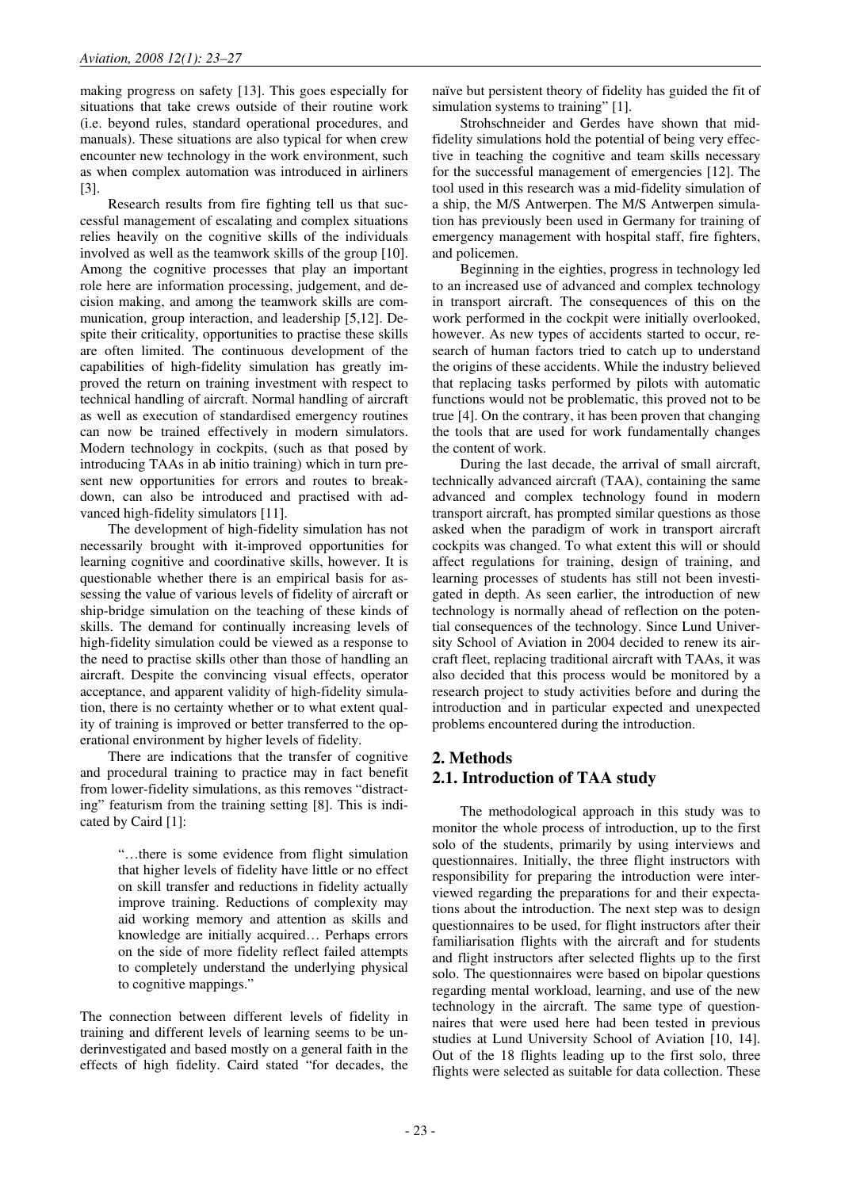making progress on safety [13]. This goes especially for situations that take crews outside of their routine work (i.e. beyond rules, standard operational procedures, and manuals). These situations are also typical for when crew encounter new technology in the work environment, such as when complex automation was introduced in airliners [3].

Research results from fire fighting tell us that successful management of escalating and complex situations relies heavily on the cognitive skills of the individuals involved as well as the teamwork skills of the group [10]. Among the cognitive processes that play an important role here are information processing, judgement, and decision making, and among the teamwork skills are communication, group interaction, and leadership [5,12]. Despite their criticality, opportunities to practise these skills are often limited. The continuous development of the capabilities of high-fidelity simulation has greatly improved the return on training investment with respect to technical handling of aircraft. Normal handling of aircraft as well as execution of standardised emergency routines can now be trained effectively in modern simulators. Modern technology in cockpits, (such as that posed by introducing TAAs in ab initio training) which in turn present new opportunities for errors and routes to breakdown, can also be introduced and practised with advanced high-fidelity simulators [11].

The development of high-fidelity simulation has not necessarily brought with it-improved opportunities for learning cognitive and coordinative skills, however. It is questionable whether there is an empirical basis for assessing the value of various levels of fidelity of aircraft or ship-bridge simulation on the teaching of these kinds of skills. The demand for continually increasing levels of high-fidelity simulation could be viewed as a response to the need to practise skills other than those of handling an aircraft. Despite the convincing visual effects, operator acceptance, and apparent validity of high-fidelity simulation, there is no certainty whether or to what extent quality of training is improved or better transferred to the operational environment by higher levels of fidelity.

There are indications that the transfer of cognitive and procedural training to practice may in fact benefit from lower-fidelity simulations, as this removes "distracting" featurism from the training setting [8]. This is indicated by Caird [1]:

> "…there is some evidence from flight simulation that higher levels of fidelity have little or no effect on skill transfer and reductions in fidelity actually improve training. Reductions of complexity may aid working memory and attention as skills and knowledge are initially acquired… Perhaps errors on the side of more fidelity reflect failed attempts to completely understand the underlying physical to cognitive mappings."

The connection between different levels of fidelity in training and different levels of learning seems to be underinvestigated and based mostly on a general faith in the effects of high fidelity. Caird stated "for decades, the naïve but persistent theory of fidelity has guided the fit of simulation systems to training" [1].

Strohschneider and Gerdes have shown that mid-fidelity simulations hold the potential of being very effective in teaching the cognitive and team skills necessary for the successful management of emergencies [12]. The tool used in this research was a mid-fidelity simulation of a ship, the M/S Antwerpen. The M/S Antwerpen simulation has previously been used in Germany for training of emergency management with hospital staff, fire fighters, and policemen.

Beginning in the eighties, progress in technology led to an increased use of advanced and complex technology in transport aircraft. The consequences of this on the work performed in the cockpit were initially overlooked, however. As new types of accidents started to occur, research of human factors tried to catch up to understand the origins of these accidents. While the industry believed that replacing tasks performed by pilots with automatic functions would not be problematic, this proved not to be true [4]. On the contrary, it has been proven that changing the tools that are used for work fundamentally changes the content of work.

During the last decade, the arrival of small aircraft, technically advanced aircraft (TAA), containing the same advanced and complex technology found in modern transport aircraft, has prompted similar questions as those asked when the paradigm of work in transport aircraft cockpits was changed. To what extent this will or should affect regulations for training, design of training, and learning processes of students has still not been investigated in depth. As seen earlier, the introduction of new technology is normally ahead of reflection on the potential consequences of the technology. Since Lund University School of Aviation in 2004 decided to renew its aircraft fleet, replacing traditional aircraft with TAAs, it was also decided that this process would be monitored by a research project to study activities before and during the introduction and in particular expected and unexpected problems encountered during the introduction.

## 2. Methods

### 2.1. Introduction of TAA study

The methodological approach in this study was to monitor the whole process of introduction, up to the first solo of the students, primarily by using interviews and questionnaires. Initially, the three flight instructors with responsibility for preparing the introduction were interviewed regarding the preparations for and their expectations about the introduction. The next step was to design questionnaires to be used, for flight instructors after their familiarisation flights with the aircraft and for students and flight instructors after selected flights up to the first solo. The questionnaires were based on bipolar questions regarding mental workload, learning, and use of the new technology in the aircraft. The same type of questionnaires that were used here had been tested in previous studies at Lund University School of Aviation [10, 14]. Out of the 18 flights leading up to the first solo, three flights were selected as suitable for data collection. These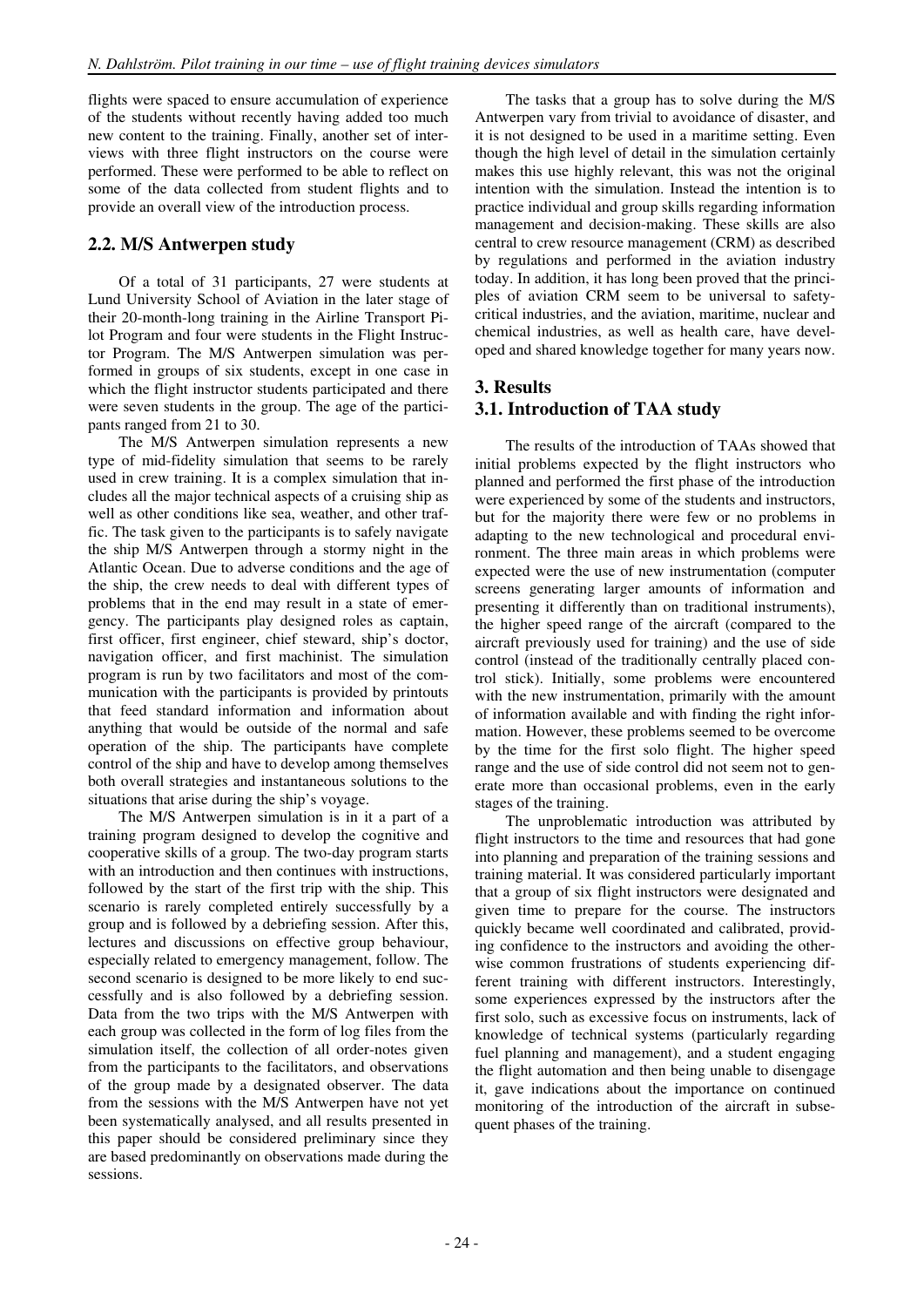flights were spaced to ensure accumulation of experience of the students without recently having added too much new content to the training. Finally, another set of interviews with three flight instructors on the course were performed. These were performed to be able to reflect on some of the data collected from student flights and to provide an overall view of the introduction process.

## 2.2. M/S Antwerpen study

Of a total of 31 participants, 27 were students at Lund University School of Aviation in the later stage of their 20-month-long training in the Airline Transport Pilot Program and four were students in the Flight Instructor Program. The M/S Antwerpen simulation was performed in groups of six students, except in one case in which the flight instructor students participated and there were seven students in the group. The age of the participants ranged from 21 to 30.

The M/S Antwerpen simulation represents a new type of mid-fidelity simulation that seems to be rarely used in crew training. It is a complex simulation that includes all the major technical aspects of a cruising ship as well as other conditions like sea, weather, and other traffic. The task given to the participants is to safely navigate the ship M/S Antwerpen through a stormy night in the Atlantic Ocean. Due to adverse conditions and the age of the ship, the crew needs to deal with different types of problems that in the end may result in a state of emergency. The participants play designed roles as captain, first officer, first engineer, chief steward, ship's doctor, navigation officer, and first machinist. The simulation program is run by two facilitators and most of the communication with the participants is provided by printouts that feed standard information and information about anything that would be outside of the normal and safe operation of the ship. The participants have complete control of the ship and have to develop among themselves both overall strategies and instantaneous solutions to the situations that arise during the ship's voyage.

The M/S Antwerpen simulation is in it a part of a training program designed to develop the cognitive and cooperative skills of a group. The two-day program starts with an introduction and then continues with instructions, followed by the start of the first trip with the ship. This scenario is rarely completed entirely successfully by a group and is followed by a debriefing session. After this, lectures and discussions on effective group behaviour, especially related to emergency management, follow. The second scenario is designed to be more likely to end successfully and is also followed by a debriefing session. Data from the two trips with the M/S Antwerpen with each group was collected in the form of log files from the simulation itself, the collection of all order-notes given from the participants to the facilitators, and observations of the group made by a designated observer. The data from the sessions with the M/S Antwerpen have not yet been systematically analysed, and all results presented in this paper should be considered preliminary since they are based predominantly on observations made during the sessions.

The tasks that a group has to solve during the M/S Antwerpen vary from trivial to avoidance of disaster, and it is not designed to be used in a maritime setting. Even though the high level of detail in the simulation certainly makes this use highly relevant, this was not the original intention with the simulation. Instead the intention is to practice individual and group skills regarding information management and decision-making. These skills are also central to crew resource management (CRM) as described by regulations and performed in the aviation industry today. In addition, it has long been proved that the principles of aviation CRM seem to be universal to safety-critical industries, and the aviation, maritime, nuclear and chemical industries, as well as health care, have developed and shared knowledge together for many years now.

# 3. Results

## 3.1. Introduction of TAA study

The results of the introduction of TAAs showed that initial problems expected by the flight instructors who planned and performed the first phase of the introduction were experienced by some of the students and instructors, but for the majority there were few or no problems in adapting to the new technological and procedural environment. The three main areas in which problems were expected were the use of new instrumentation (computer screens generating larger amounts of information and presenting it differently than on traditional instruments), the higher speed range of the aircraft (compared to the aircraft previously used for training) and the use of side control (instead of the traditionally centrally placed control stick). Initially, some problems were encountered with the new instrumentation, primarily with the amount of information available and with finding the right information. However, these problems seemed to be overcome by the time for the first solo flight. The higher speed range and the use of side control did not seem not to generate more than occasional problems, even in the early stages of the training.

The unproblematic introduction was attributed by flight instructors to the time and resources that had gone into planning and preparation of the training sessions and training material. It was considered particularly important that a group of six flight instructors were designated and given time to prepare for the course. The instructors quickly became well coordinated and calibrated, providing confidence to the instructors and avoiding the otherwise common frustrations of students experiencing different training with different instructors. Interestingly, some experiences expressed by the instructors after the first solo, such as excessive focus on instruments, lack of knowledge of technical systems (particularly regarding fuel planning and management), and a student engaging the flight automation and then being unable to disengage it, gave indications about the importance on continued monitoring of the introduction of the aircraft in subsequent phases of the training.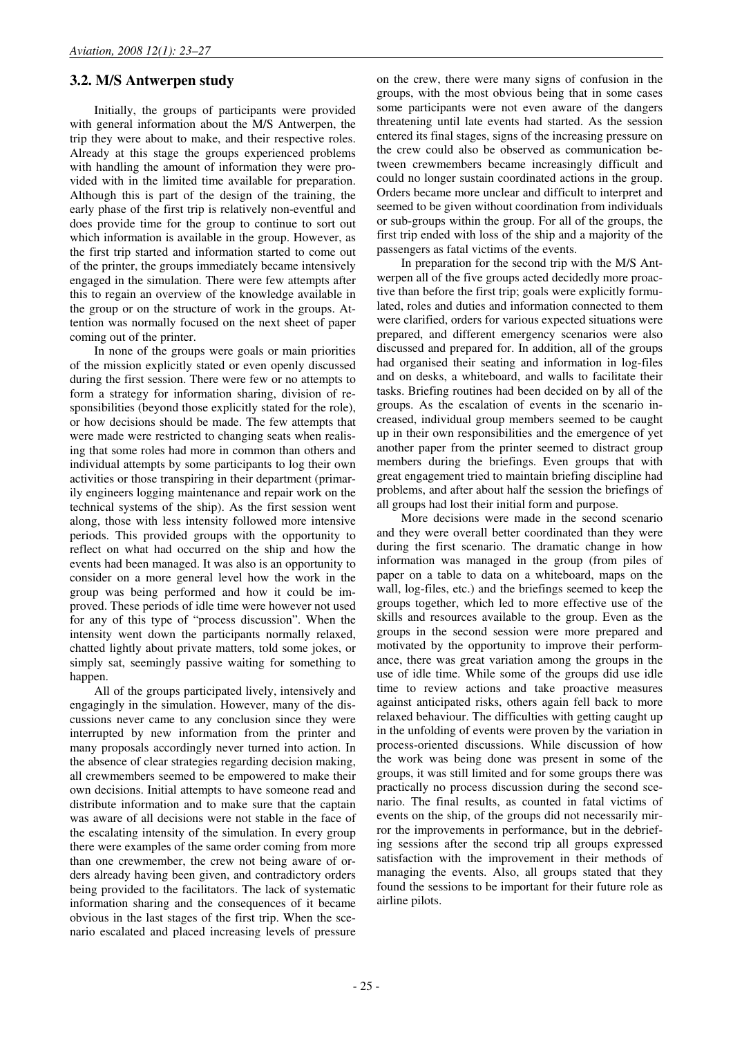### 3.2. M/S Antwerpen study

Initially, the groups of participants were provided with general information about the M/S Antwerpen, the trip they were about to make, and their respective roles. Already at this stage the groups experienced problems with handling the amount of information they were provided with in the limited time available for preparation. Although this is part of the design of the training, the early phase of the first trip is relatively non-eventful and does provide time for the group to continue to sort out which information is available in the group. However, as the first trip started and information started to come out of the printer, the groups immediately became intensively engaged in the simulation. There were few attempts after this to regain an overview of the knowledge available in the group or on the structure of work in the groups. Attention was normally focused on the next sheet of paper coming out of the printer.

In none of the groups were goals or main priorities of the mission explicitly stated or even openly discussed during the first session. There were few or no attempts to form a strategy for information sharing, division of responsibilities (beyond those explicitly stated for the role), or how decisions should be made. The few attempts that were made were restricted to changing seats when realising that some roles had more in common than others and individual attempts by some participants to log their own activities or those transpiring in their department (primarily engineers logging maintenance and repair work on the technical systems of the ship). As the first session went along, those with less intensity followed more intensive periods. This provided groups with the opportunity to reflect on what had occurred on the ship and how the events had been managed. It was also is an opportunity to consider on a more general level how the work in the group was being performed and how it could be improved. These periods of idle time were however not used for any of this type of "process discussion". When the intensity went down the participants normally relaxed, chatted lightly about private matters, told some jokes, or simply sat, seemingly passive waiting for something to happen.

All of the groups participated lively, intensively and engagingly in the simulation. However, many of the discussions never came to any conclusion since they were interrupted by new information from the printer and many proposals accordingly never turned into action. In the absence of clear strategies regarding decision making, all crewmembers seemed to be empowered to make their own decisions. Initial attempts to have someone read and distribute information and to make sure that the captain was aware of all decisions were not stable in the face of the escalating intensity of the simulation. In every group there were examples of the same order coming from more than one crewmember, the crew not being aware of orders already having been given, and contradictory orders being provided to the facilitators. The lack of systematic information sharing and the consequences of it became obvious in the last stages of the first trip. When the scenario escalated and placed increasing levels of pressure on the crew, there were many signs of confusion in the groups, with the most obvious being that in some cases some participants were not even aware of the dangers threatening until late events had started. As the session entered its final stages, signs of the increasing pressure on the crew could also be observed as communication between crewmembers became increasingly difficult and could no longer sustain coordinated actions in the group. Orders became more unclear and difficult to interpret and seemed to be given without coordination from individuals or sub-groups within the group. For all of the groups, the first trip ended with loss of the ship and a majority of the passengers as fatal victims of the events.

In preparation for the second trip with the M/S Antwerpen all of the five groups acted decidedly more proactive than before the first trip; goals were explicitly formulated, roles and duties and information connected to them were clarified, orders for various expected situations were prepared, and different emergency scenarios were also discussed and prepared for. In addition, all of the groups had organised their seating and information in log-files and on desks, a whiteboard, and walls to facilitate their tasks. Briefing routines had been decided on by all of the groups. As the escalation of events in the scenario increased, individual group members seemed to be caught up in their own responsibilities and the emergence of yet another paper from the printer seemed to distract group members during the briefings. Even groups that with great engagement tried to maintain briefing discipline had problems, and after about half the session the briefings of all groups had lost their initial form and purpose.

More decisions were made in the second scenario and they were overall better coordinated than they were during the first scenario. The dramatic change in how information was managed in the group (from piles of paper on a table to data on a whiteboard, maps on the wall, log-files, etc.) and the briefings seemed to keep the groups together, which led to more effective use of the skills and resources available to the group. Even as the groups in the second session were more prepared and motivated by the opportunity to improve their performance, there was great variation among the groups in the use of idle time. While some of the groups did use idle time to review actions and take proactive measures against anticipated risks, others again fell back to more relaxed behaviour. The difficulties with getting caught up in the unfolding of events were proven by the variation in process-oriented discussions. While discussion of how the work was being done was present in some of the groups, it was still limited and for some groups there was practically no process discussion during the second scenario. The final results, as counted in fatal victims of events on the ship, of the groups did not necessarily mirror the improvements in performance, but in the debriefing sessions after the second trip all groups expressed satisfaction with the improvement in their methods of managing the events. Also, all groups stated that they found the sessions to be important for their future role as airline pilots.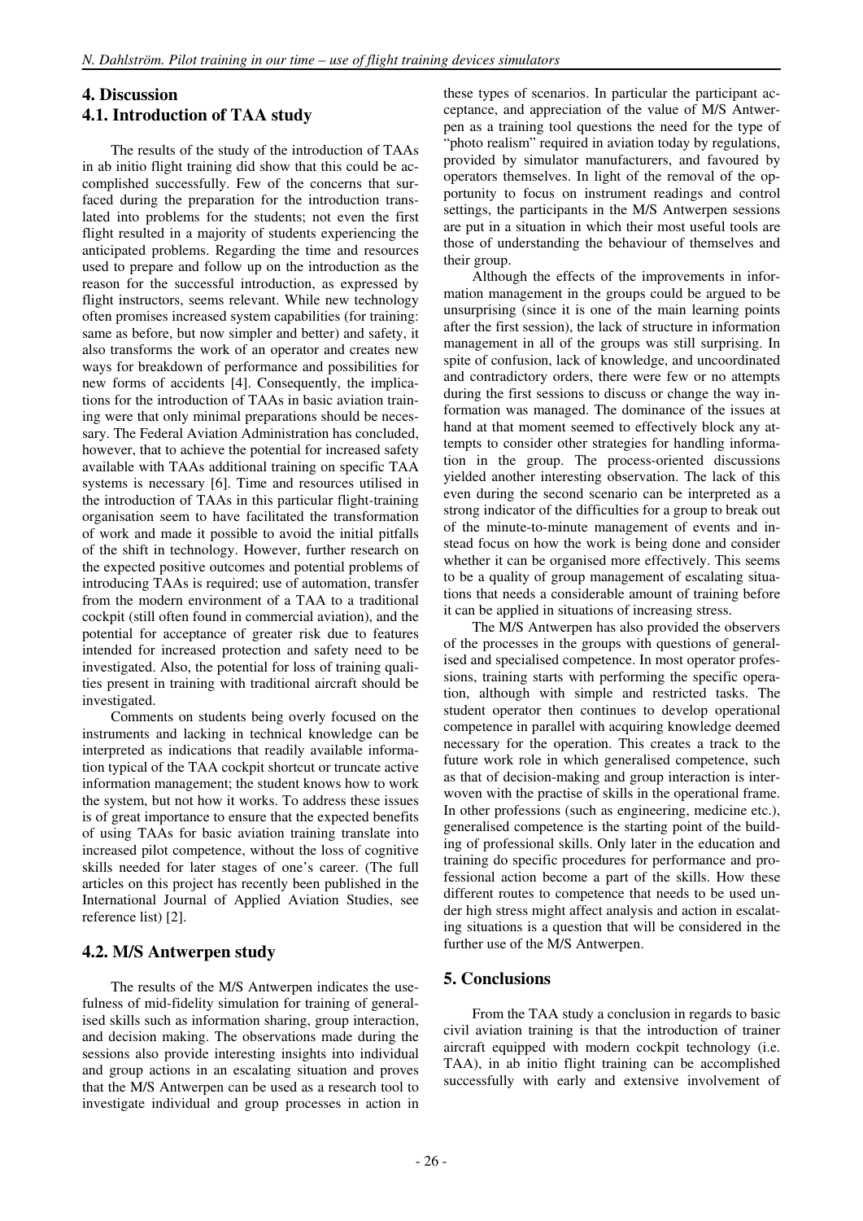## 4. Discussion

### 4.1. Introduction of TAA study

The results of the study of the introduction of TAAs in ab initio flight training did show that this could be accomplished successfully. Few of the concerns that surfaced during the preparation for the introduction translated into problems for the students; not even the first flight resulted in a majority of students experiencing the anticipated problems. Regarding the time and resources used to prepare and follow up on the introduction as the reason for the successful introduction, as expressed by flight instructors, seems relevant. While new technology often promises increased system capabilities (for training: same as before, but now simpler and better) and safety, it also transforms the work of an operator and creates new ways for breakdown of performance and possibilities for new forms of accidents [4]. Consequently, the implications for the introduction of TAAs in basic aviation training were that only minimal preparations should be necessary. The Federal Aviation Administration has concluded, however, that to achieve the potential for increased safety available with TAAs additional training on specific TAA systems is necessary [6]. Time and resources utilised in the introduction of TAAs in this particular flight-training organisation seem to have facilitated the transformation of work and made it possible to avoid the initial pitfalls of the shift in technology. However, further research on the expected positive outcomes and potential problems of introducing TAAs is required; use of automation, transfer from the modern environment of a TAA to a traditional cockpit (still often found in commercial aviation), and the potential for acceptance of greater risk due to features intended for increased protection and safety need to be investigated. Also, the potential for loss of training qualities present in training with traditional aircraft should be investigated.

Comments on students being overly focused on the instruments and lacking in technical knowledge can be interpreted as indications that readily available information typical of the TAA cockpit shortcut or truncate active information management; the student knows how to work the system, but not how it works. To address these issues is of great importance to ensure that the expected benefits of using TAAs for basic aviation training translate into increased pilot competence, without the loss of cognitive skills needed for later stages of one's career. (The full articles on this project has recently been published in the International Journal of Applied Aviation Studies, see reference list) [2].

### 4.2. M/S Antwerpen study

The results of the M/S Antwerpen indicates the usefulness of mid-fidelity simulation for training of generalised skills such as information sharing, group interaction, and decision making. The observations made during the sessions also provide interesting insights into individual and group actions in an escalating situation and proves that the M/S Antwerpen can be used as a research tool to investigate individual and group processes in action in these types of scenarios. In particular the participant acceptance, and appreciation of the value of M/S Antwerpen as a training tool questions the need for the type of "photo realism" required in aviation today by regulations, provided by simulator manufacturers, and favoured by operators themselves. In light of the removal of the opportunity to focus on instrument readings and control settings, the participants in the M/S Antwerpen sessions are put in a situation in which their most useful tools are those of understanding the behaviour of themselves and their group.

Although the effects of the improvements in information management in the groups could be argued to be unsurprising (since it is one of the main learning points after the first session), the lack of structure in information management in all of the groups was still surprising. In spite of confusion, lack of knowledge, and uncoordinated and contradictory orders, there were few or no attempts during the first sessions to discuss or change the way information was managed. The dominance of the issues at hand at that moment seemed to effectively block any attempts to consider other strategies for handling information in the group. The process-oriented discussions yielded another interesting observation. The lack of this even during the second scenario can be interpreted as a strong indicator of the difficulties for a group to break out of the minute-to-minute management of events and instead focus on how the work is being done and consider whether it can be organised more effectively. This seems to be a quality of group management of escalating situations that needs a considerable amount of training before it can be applied in situations of increasing stress.

The M/S Antwerpen has also provided the observers of the processes in the groups with questions of generalised and specialised competence. In most operator professions, training starts with performing the specific operation, although with simple and restricted tasks. The student operator then continues to develop operational competence in parallel with acquiring knowledge deemed necessary for the operation. This creates a track to the future work role in which generalised competence, such as that of decision-making and group interaction is interwoven with the practise of skills in the operational frame. In other professions (such as engineering, medicine etc.), generalised competence is the starting point of the building of professional skills. Only later in the education and training do specific procedures for performance and professional action become a part of the skills. How these different routes to competence that needs to be used under high stress might affect analysis and action in escalating situations is a question that will be considered in the further use of the M/S Antwerpen.

## 5. Conclusions

From the TAA study a conclusion in regards to basic civil aviation training is that the introduction of trainer aircraft equipped with modern cockpit technology (i.e. TAA), in ab initio flight training can be accomplished successfully with early and extensive involvement of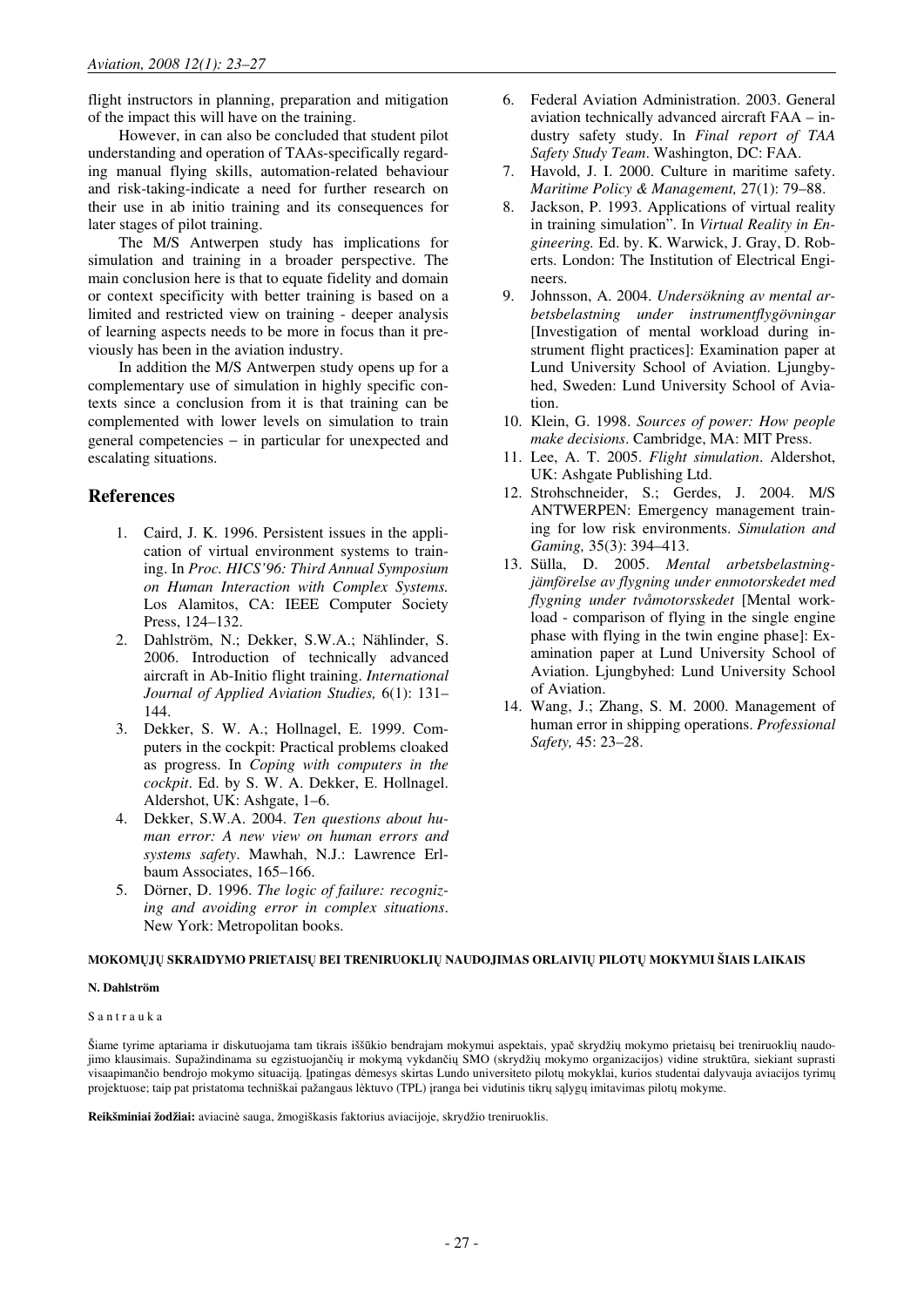flight instructors in planning, preparation and mitigation of the impact this will have on the training.

However, in can also be concluded that student pilot understanding and operation of TAAs-specifically regarding manual flying skills, automation-related behaviour and risk-taking-indicate a need for further research on their use in ab initio training and its consequences for later stages of pilot training.

The M/S Antwerpen study has implications for simulation and training in a broader perspective. The main conclusion here is that to equate fidelity and domain or context specificity with better training is based on a limited and restricted view on training - deeper analysis of learning aspects needs to be more in focus than it previously has been in the aviation industry.

In addition the M/S Antwerpen study opens up for a complementary use of simulation in highly specific contexts since a conclusion from it is that training can be complemented with lower levels on simulation to train general competencies − in particular for unexpected and escalating situations.

## References

1. Caird, J. K. 1996. Persistent issues in the application of virtual environment systems to training. In *Proc. HICS'96: Third Annual Symposium on Human Interaction with Complex Systems.* Los Alamitos, CA: IEEE Computer Society Press, 124–132.
2. Dahlström, N.; Dekker, S.W.A.; Nählinder, S. 2006. Introduction of technically advanced aircraft in Ab-Initio flight training. *International Journal of Applied Aviation Studies,* 6(1): 131–144.
3. Dekker, S. W. A.; Hollnagel, E. 1999. Computers in the cockpit: Practical problems cloaked as progress. In *Coping with computers in the cockpit*. Ed. by S. W. A. Dekker, E. Hollnagel. Aldershot, UK: Ashgate, 1–6.
4. Dekker, S.W.A. 2004. *Ten questions about human error: A new view on human errors and systems safety*. Mawhah, N.J.: Lawrence Erlbaum Associates, 165–166.
5. Dörner, D. 1996. *The logic of failure: recognizing and avoiding error in complex situations*. New York: Metropolitan books.
6. Federal Aviation Administration. 2003. General aviation technically advanced aircraft FAA – industry safety study. In *Final report of TAA Safety Study Team*. Washington, DC: FAA.
7. Havold, J. I. 2000. Culture in maritime safety. *Maritime Policy & Management,* 27(1): 79–88.
8. Jackson, P. 1993. Applications of virtual reality in training simulation". In *Virtual Reality in Engineering.* Ed. by. K. Warwick, J. Gray, D. Roberts. London: The Institution of Electrical Engineers.
9. Johnsson, A. 2004. *Undersökning av mental arbetsbelastning under instrumentflygövningar* [Investigation of mental workload during instrument flight practices]: Examination paper at Lund University School of Aviation. Ljungbyhed, Sweden: Lund University School of Aviation.
10. Klein, G. 1998. *Sources of power: How people make decisions*. Cambridge, MA: MIT Press.
11. Lee, A. T. 2005. *Flight simulation*. Aldershot, UK: Ashgate Publishing Ltd.
12. Strohschneider, S.; Gerdes, J. 2004. M/S ANTWERPEN: Emergency management training for low risk environments. *Simulation and Gaming,* 35(3): 394–413.
13. Sülla, D. 2005. *Mental arbetsbelastningjämförelse av flygning under enmotorskedet med flygning under tvåmotorsskedet* [Mental workload - comparison of flying in the single engine phase with flying in the twin engine phase]: Examination paper at Lund University School of Aviation. Ljungbyhed: Lund University School of Aviation.
14. Wang, J.; Zhang, S. M. 2000. Management of human error in shipping operations. *Professional Safety,* 45: 23–28.

**MOKOMŲJŲ SKRAIDYMO PRIETAISŲ BEI TRENIRUOKLIŲ NAUDOJIMAS ORLAIVIŲ PILOTŲ MOKYMUI ŠIAIS LAIKAIS**

**N. Dahlström**

S a n t r a u k a

Šiame tyrime aptariama ir diskutuojama tam tikrais iššūkio bendrajam mokymui aspektais, ypač skrydžių mokymo prietaisų bei treniruoklių naudojimo klausimais. Supažindinama su egzistuojančių ir mokymą vykdančių SMO (skrydžių mokymo organizacijos) vidine struktūra, siekiant suprasti visaapimančio bendrojo mokymo situaciją. Ypatingas dėmesys skirtas Lundo universiteto pilotų mokyklai, kurios studentai dalyvauja aviacijos tyrimų projektuose; taip pat pristatoma techniškai pažangaus lėktuvo (TPL) įranga bei vidutinis tikrų sąlygų imitavimas pilotų mokyme.

**Reikšminiai žodžiai:** aviacinė sauga, žmogiškasis faktorius aviacijoje, skrydžio treniruoklis.